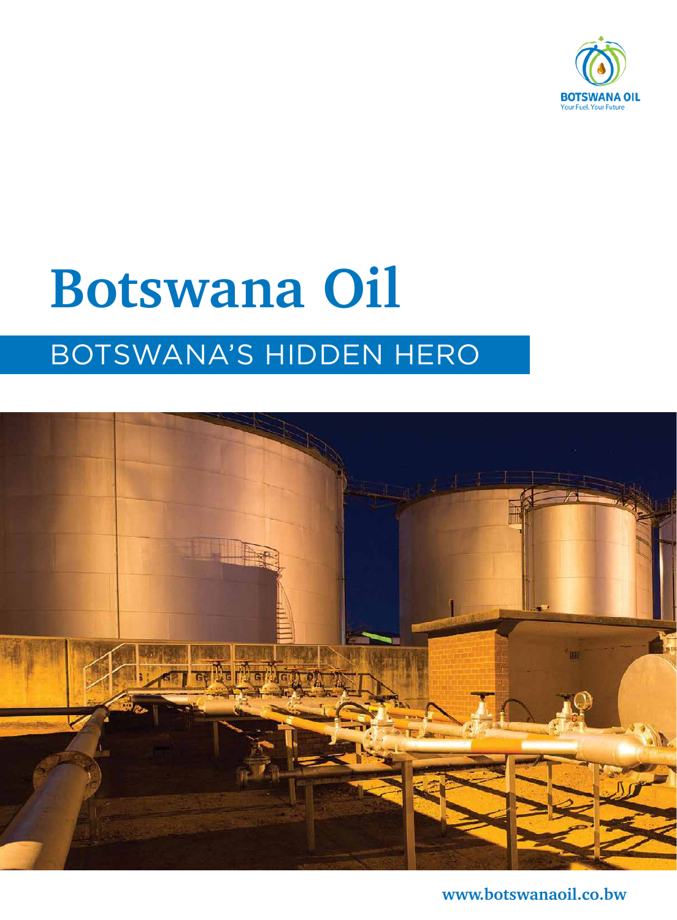BOTSWANA OIL
Your Fuel. Your Future

# Botswana Oil

## BOTSWANA'S HIDDEN HERO

www.botswanaoil.co.bw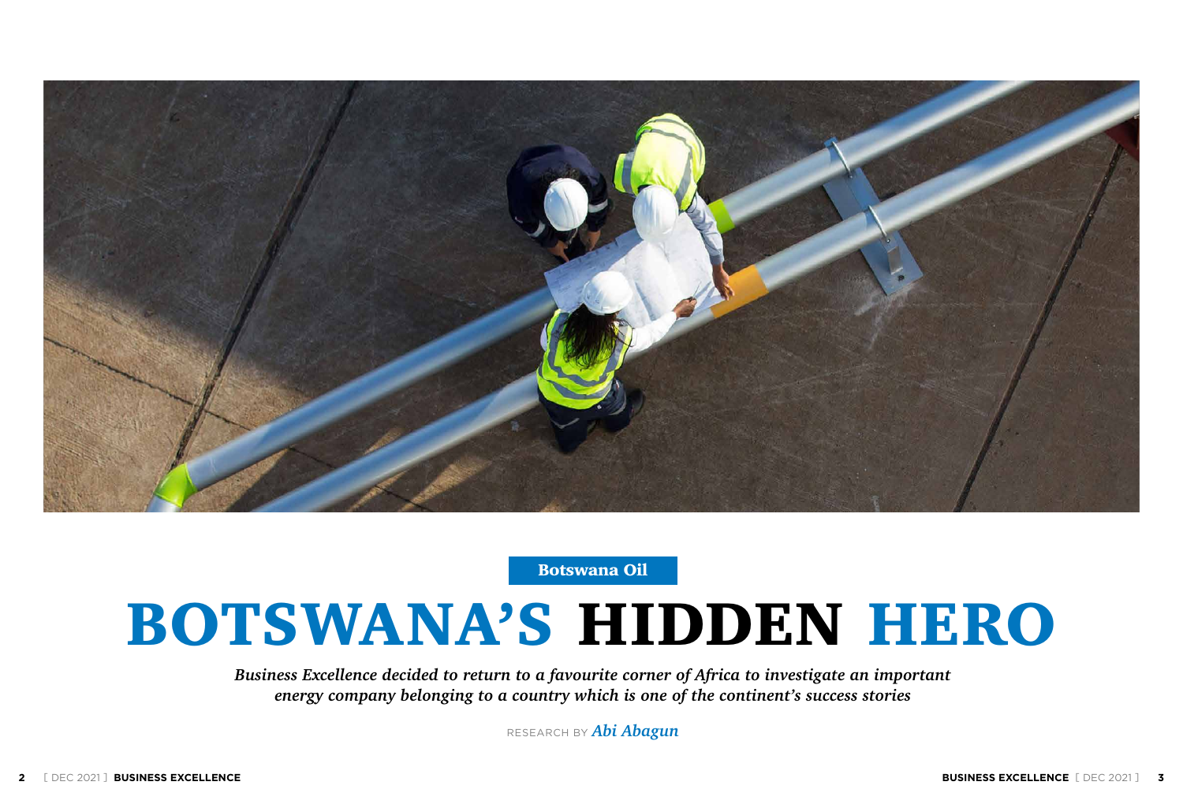Botswana Oil

# BOTSWANA'S HIDDEN HERO

*Business Excellence decided to return to a favourite corner of Africa to investigate an important energy company belonging to a country which is one of the continent's success stories*

RESEARCH BY ***Abi Abagun***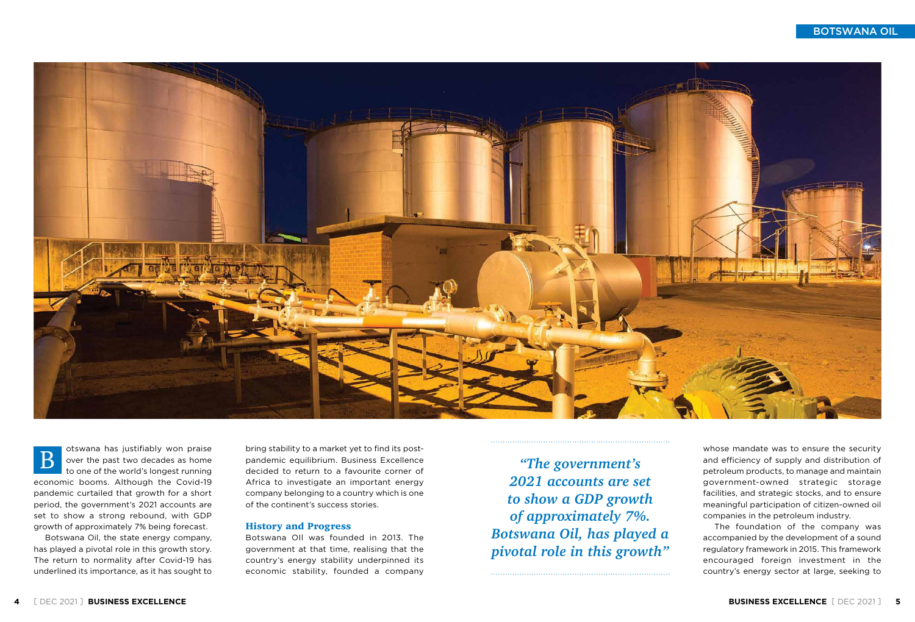Botswana has justifiably won praise over the past two decades as home to one of the world's longest running economic booms. Although the Covid-19 pandemic curtailed that growth for a short period, the government's 2021 accounts are set to show a strong rebound, with GDP growth of approximately 7% being forecast.

Botswana Oil, the state energy company, has played a pivotal role in this growth story. The return to normality after Covid-19 has underlined its importance, as it has sought to bring stability to a market yet to find its post-pandemic equilibrium. Business Excellence decided to return to a favourite corner of Africa to investigate an important energy company belonging to a country which is one of the continent's success stories.

> *"The government's 2021 accounts are set to show a GDP growth of approximately 7%. Botswana Oil, has played a pivotal role in this growth"*

## History and Progress

Botswana Oil was founded in 2013. The government at that time, realising that the country's energy stability underpinned its economic stability, founded a company whose mandate was to ensure the security and efficiency of supply and distribution of petroleum products, to manage and maintain government-owned strategic storage facilities, and strategic stocks, and to ensure meaningful participation of citizen-owned oil companies in the petroleum industry.

The foundation of the company was accompanied by the development of a sound regulatory framework in 2015. This framework encouraged foreign investment in the country's energy sector at large, seeking to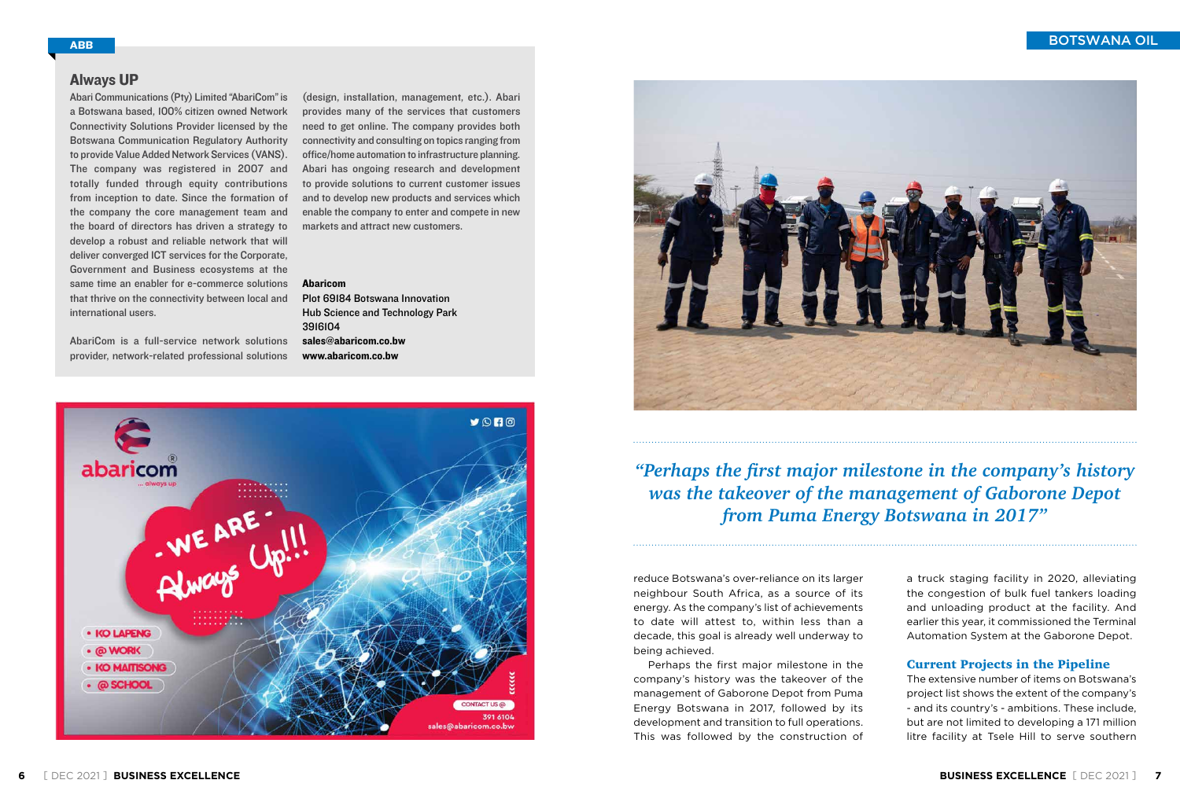## Always UP

Abari Communications (Pty) Limited "AbariCom" is a Botswana based, 100% citizen owned Network Connectivity Solutions Provider licensed by the Botswana Communication Regulatory Authority to provide Value Added Network Services (VANS). The company was registered in 2007 and totally funded through equity contributions from inception to date. Since the formation of the company the core management team and the board of directors has driven a strategy to develop a robust and reliable network that will deliver converged ICT services for the Corporate, Government and Business ecosystems at the same time an enabler for e-commerce solutions that thrive on the connectivity between local and international users.

AbariCom is a full-service network solutions provider, network-related professional solutions (design, installation, management, etc.). Abari provides many of the services that customers need to get online. The company provides both connectivity and consulting on topics ranging from office/home automation to infrastructure planning. Abari has ongoing research and development to provide solutions to current customer issues and to develop new products and services which enable the company to enter and compete in new markets and attract new customers.

**Abaricom**
**Plot 69184 Botswana Innovation Hub Science and Technology Park**
**3916104**
**sales@abaricom.co.bw**
**www.abaricom.co.bw**

*"Perhaps the first major milestone in the company's history was the takeover of the management of Gaborone Depot from Puma Energy Botswana in 2017"*

reduce Botswana's over-reliance on its larger neighbour South Africa, as a source of its energy. As the company's list of achievements to date will attest to, within less than a decade, this goal is already well underway to being achieved.

Perhaps the first major milestone in the company's history was the takeover of the management of Gaborone Depot from Puma Energy Botswana in 2017, followed by its development and transition to full operations. This was followed by the construction of a truck staging facility in 2020, alleviating the congestion of bulk fuel tankers loading and unloading product at the facility. And earlier this year, it commissioned the Terminal Automation System at the Gaborone Depot.

### Current Projects in the Pipeline

The extensive number of items on Botswana's project list shows the extent of the company's - and its country's - ambitions. These include, but are not limited to developing a 171 million litre facility at Tsele Hill to serve southern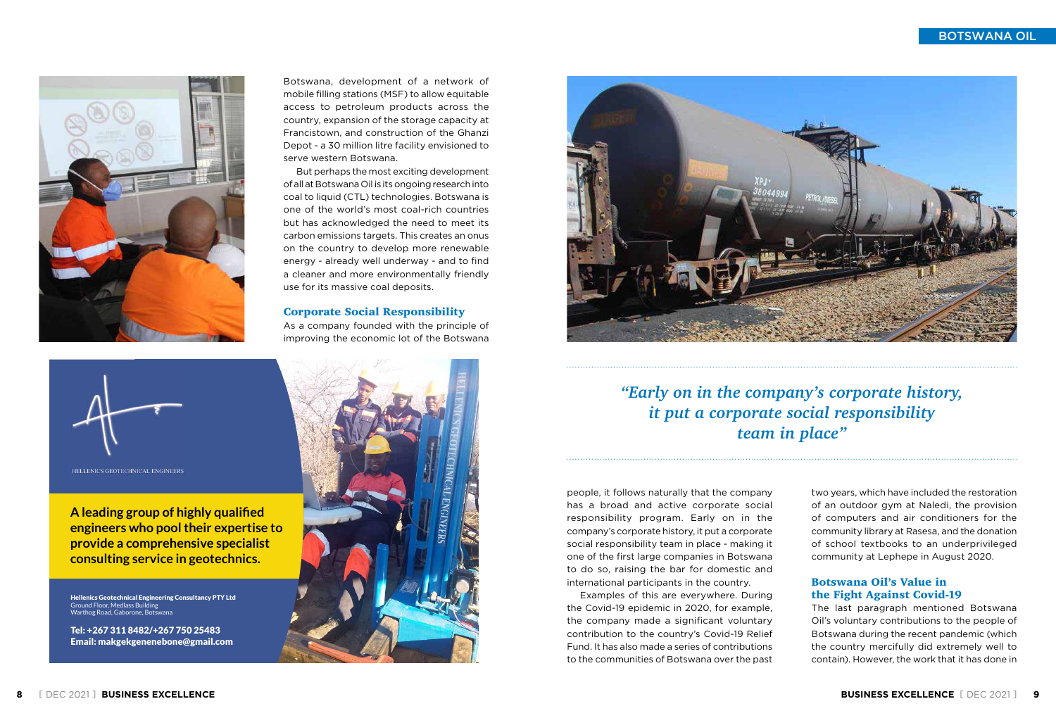Botswana, development of a network of mobile filling stations (MSF) to allow equitable access to petroleum products across the country, expansion of the storage capacity at Francistown, and construction of the Ghanzi Depot - a 30 million litre facility envisioned to serve western Botswana.

But perhaps the most exciting development of all at Botswana Oil is its ongoing research into coal to liquid (CTL) technologies. Botswana is one of the world's most coal-rich countries but has acknowledged the need to meet its carbon emissions targets. This creates an onus on the country to develop more renewable energy - already well underway - and to find a cleaner and more environmentally friendly use for its massive coal deposits.

### Corporate Social Responsibility

As a company founded with the principle of improving the economic lot of the Botswana people, it follows naturally that the company has a broad and active corporate social responsibility program. Early on in the company's corporate history, it put a corporate social responsibility team in place - making it one of the first large companies in Botswana to do so, raising the bar for domestic and international participants in the country.

*"Early on in the company's corporate history, it put a corporate social responsibility team in place"*

Examples of this are everywhere. During the Covid-19 epidemic in 2020, for example, the company made a significant voluntary contribution to the country's Covid-19 Relief Fund. It has also made a series of contributions to the communities of Botswana over the past two years, which have included the restoration of an outdoor gym at Naledi, the provision of computers and air conditioners for the community library at Rasesa, and the donation of school textbooks to an underprivileged community at Lephepe in August 2020.

### Botswana Oil's Value in the Fight Against Covid-19

The last paragraph mentioned Botswana Oil's voluntary contributions to the people of Botswana during the recent pandemic (which the country mercifully did extremely well to contain). However, the work that it has done in

---

HELLENICS GEOTECHNICAL ENGINEERS

**A leading group of highly qualified engineers who pool their expertise to provide a comprehensive specialist consulting service in geotechnics.**

**Hellenics Geotechnical Engineering Consultancy PTY Ltd**
Ground Floor, Medlass Building
Warthog Road, Gaborone, Botswana

**Tel: +267 311 8482/+267 750 25483**
**Email: makgekgenenebone@gmail.com**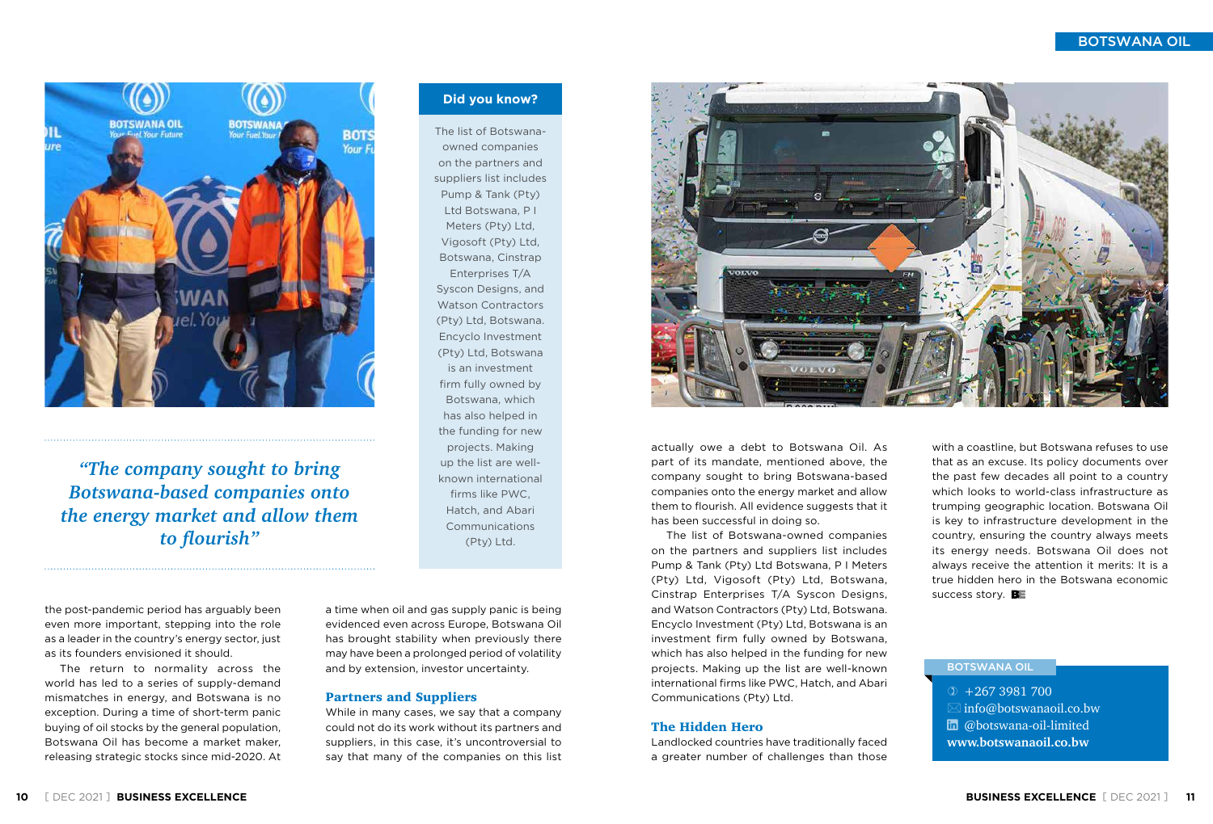*"The company sought to bring Botswana-based companies onto the energy market and allow them to flourish"*

**Did you know?**

The list of Botswana-owned companies on the partners and suppliers list includes Pump & Tank (Pty) Ltd Botswana, P I Meters (Pty) Ltd, Vigosoft (Pty) Ltd, Botswana, Cinstrap Enterprises T/A Syscon Designs, and Watson Contractors (Pty) Ltd, Botswana. Encyclo Investment (Pty) Ltd, Botswana is an investment firm fully owned by Botswana, which has also helped in the funding for new projects. Making up the list are well-known international firms like PWC, Hatch, and Abari Communications (Pty) Ltd.

the post-pandemic period has arguably been even more important, stepping into the role as a leader in the country's energy sector, just as its founders envisioned it should.

The return to normality across the world has led to a series of supply-demand mismatches in energy, and Botswana is no exception. During a time of short-term panic buying of oil stocks by the general population, Botswana Oil has become a market maker, releasing strategic stocks since mid-2020. At a time when oil and gas supply panic is being evidenced even across Europe, Botswana Oil has brought stability when previously there may have been a prolonged period of volatility and by extension, investor uncertainty.

## Partners and Suppliers

While in many cases, we say that a company could not do its work without its partners and suppliers, in this case, it's uncontroversial to say that many of the companies on this list actually owe a debt to Botswana Oil. As part of its mandate, mentioned above, the company sought to bring Botswana-based companies onto the energy market and allow them to flourish. All evidence suggests that it has been successful in doing so.

The list of Botswana-owned companies on the partners and suppliers list includes Pump & Tank (Pty) Ltd Botswana, P I Meters (Pty) Ltd, Vigosoft (Pty) Ltd, Botswana, Cinstrap Enterprises T/A Syscon Designs, and Watson Contractors (Pty) Ltd, Botswana. Encyclo Investment (Pty) Ltd, Botswana is an investment firm fully owned by Botswana, which has also helped in the funding for new projects. Making up the list are well-known international firms like PWC, Hatch, and Abari Communications (Pty) Ltd.

## The Hidden Hero

Landlocked countries have traditionally faced a greater number of challenges than those with a coastline, but Botswana refuses to use that as an excuse. Its policy documents over the past few decades all point to a country which looks to world-class infrastructure as trumping geographic location. Botswana Oil is key to infrastructure development in the country, ensuring the country always meets its energy needs. Botswana Oil does not always receive the attention it merits: It is a true hidden hero in the Botswana economic success story. BE

**BOTSWANA OIL**

+267 3981 700
info@botswanaoil.co.bw
@botswana-oil-limited
**www.botswanaoil.co.bw**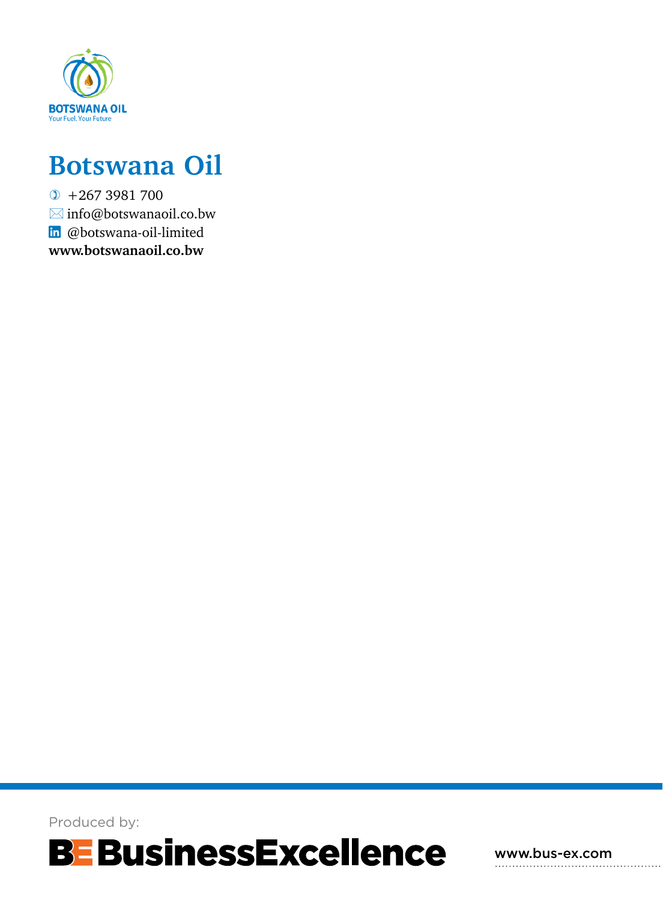BOTSWANA OIL
Your Fuel. Your Future

# Botswana Oil

+267 3981 700
info@botswanaoil.co.bw
@botswana-oil-limited
**www.botswanaoil.co.bw**

Produced by:

BE BusinessExcellence

www.bus-ex.com